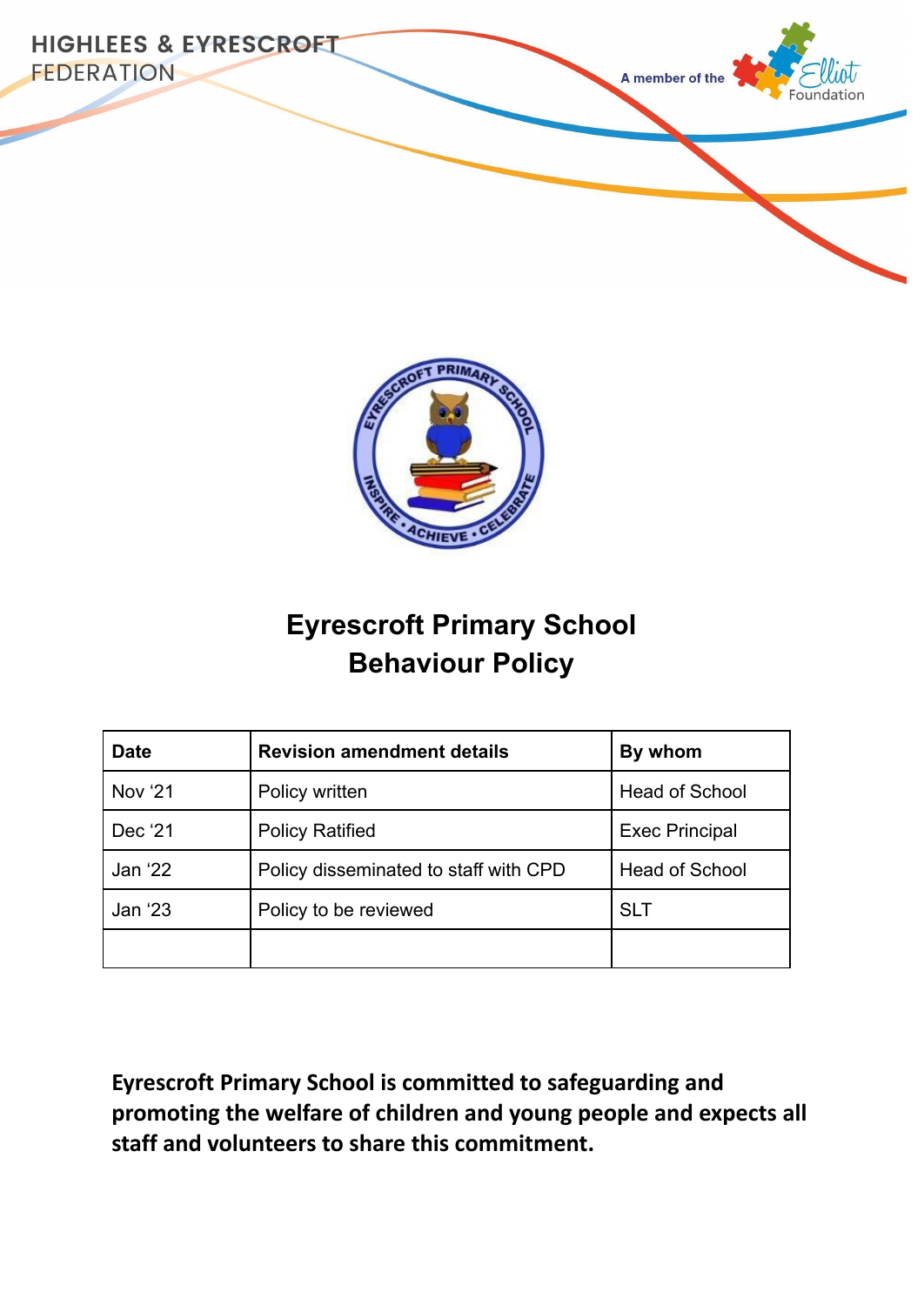HIGHLEES & EYRESCROFT FEDERATION

A member of the Elliot Foundation

# Eyrescroft Primary School
# Behaviour Policy

| Date | Revision amendment details | By whom |
|---|---|---|
| Nov '21 | Policy written | Head of School |
| Dec '21 | Policy Ratified | Exec Principal |
| Jan '22 | Policy disseminated to staff with CPD | Head of School |
| Jan '23 | Policy to be reviewed | SLT |
| | | |

**Eyrescroft Primary School is committed to safeguarding and promoting the welfare of children and young people and expects all staff and volunteers to share this commitment.**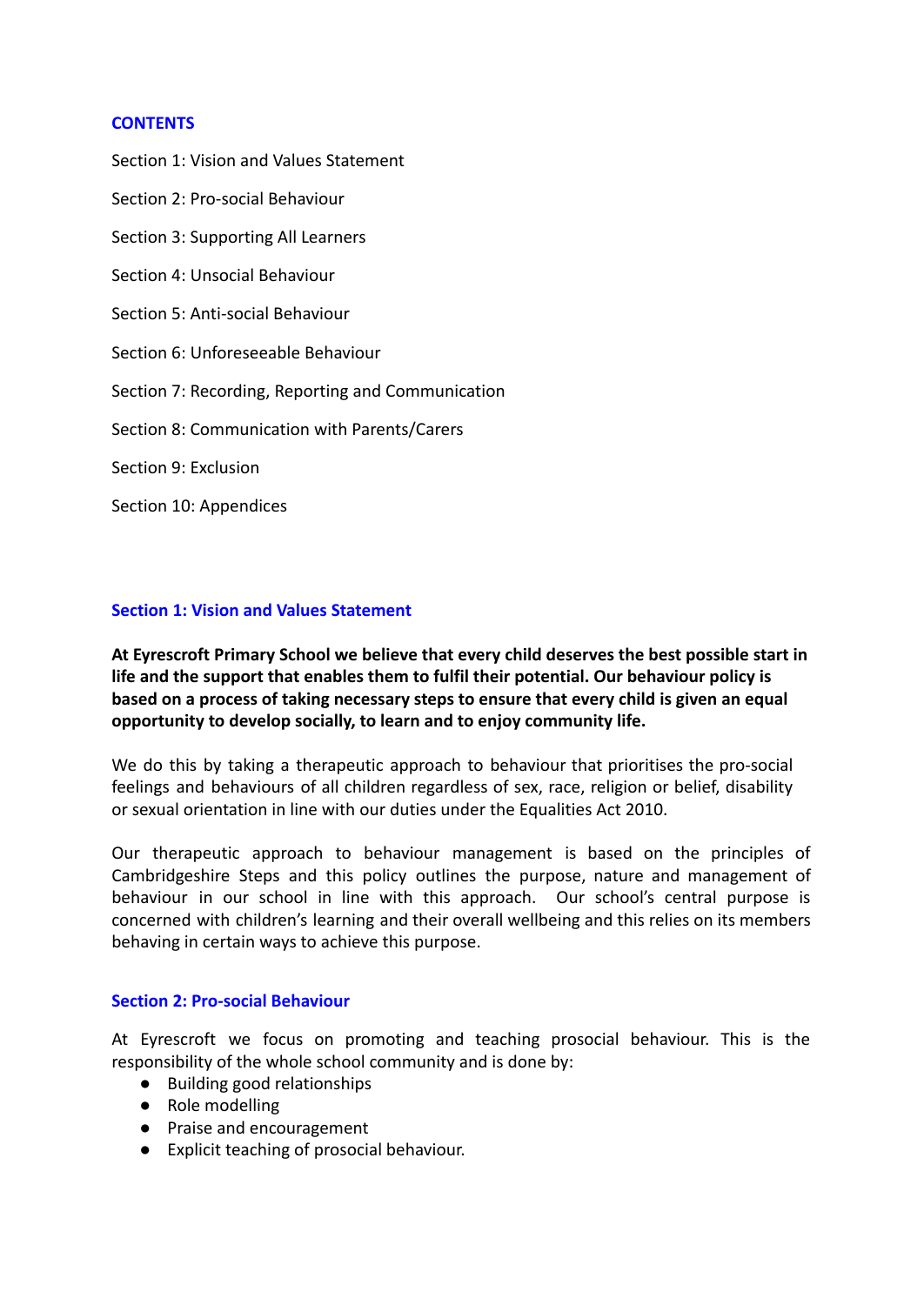## CONTENTS

Section 1: Vision and Values Statement

Section 2: Pro-social Behaviour

Section 3: Supporting All Learners

Section 4: Unsocial Behaviour

Section 5: Anti-social Behaviour

Section 6: Unforeseeable Behaviour

Section 7: Recording, Reporting and Communication

Section 8: Communication with Parents/Carers

Section 9: Exclusion

Section 10: Appendices

## Section 1: Vision and Values Statement

**At Eyrescroft Primary School we believe that every child deserves the best possible start in life and the support that enables them to fulfil their potential. Our behaviour policy is based on a process of taking necessary steps to ensure that every child is given an equal opportunity to develop socially, to learn and to enjoy community life.**

We do this by taking a therapeutic approach to behaviour that prioritises the pro-social feelings and behaviours of all children regardless of sex, race, religion or belief, disability or sexual orientation in line with our duties under the Equalities Act 2010.

Our therapeutic approach to behaviour management is based on the principles of Cambridgeshire Steps and this policy outlines the purpose, nature and management of behaviour in our school in line with this approach. Our school's central purpose is concerned with children's learning and their overall wellbeing and this relies on its members behaving in certain ways to achieve this purpose.

## Section 2: Pro-social Behaviour

At Eyrescroft we focus on promoting and teaching prosocial behaviour. This is the responsibility of the whole school community and is done by:

- Building good relationships
- Role modelling
- Praise and encouragement
- Explicit teaching of prosocial behaviour.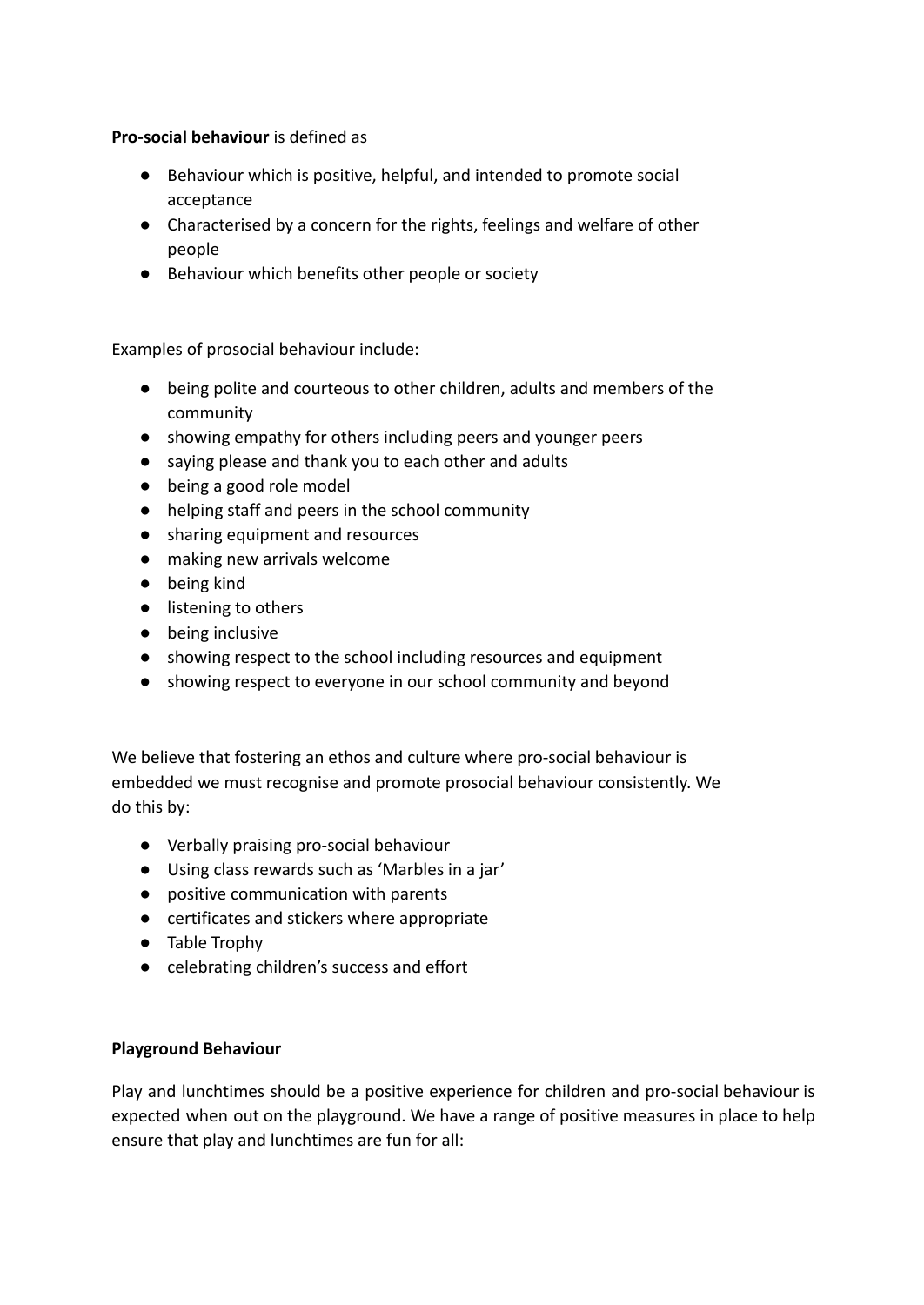**Pro-social behaviour** is defined as

- Behaviour which is positive, helpful, and intended to promote social acceptance
- Characterised by a concern for the rights, feelings and welfare of other people
- Behaviour which benefits other people or society

Examples of prosocial behaviour include:

- being polite and courteous to other children, adults and members of the community
- showing empathy for others including peers and younger peers
- saying please and thank you to each other and adults
- being a good role model
- helping staff and peers in the school community
- sharing equipment and resources
- making new arrivals welcome
- being kind
- listening to others
- being inclusive
- showing respect to the school including resources and equipment
- showing respect to everyone in our school community and beyond

We believe that fostering an ethos and culture where pro-social behaviour is embedded we must recognise and promote prosocial behaviour consistently. We do this by:

- Verbally praising pro-social behaviour
- Using class rewards such as 'Marbles in a jar'
- positive communication with parents
- certificates and stickers where appropriate
- Table Trophy
- celebrating children's success and effort

**Playground Behaviour**

Play and lunchtimes should be a positive experience for children and pro-social behaviour is expected when out on the playground. We have a range of positive measures in place to help ensure that play and lunchtimes are fun for all: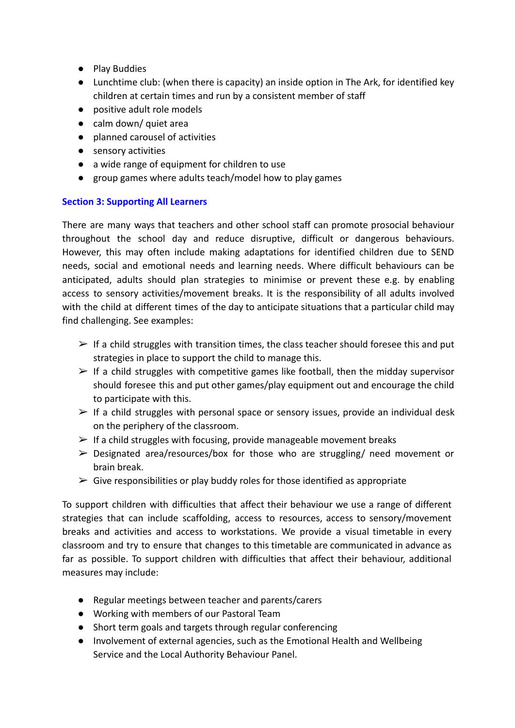- Play Buddies
- Lunchtime club: (when there is capacity) an inside option in The Ark, for identified key children at certain times and run by a consistent member of staff
- positive adult role models
- calm down/ quiet area
- planned carousel of activities
- sensory activities
- a wide range of equipment for children to use
- group games where adults teach/model how to play games

## Section 3: Supporting All Learners

There are many ways that teachers and other school staff can promote prosocial behaviour throughout the school day and reduce disruptive, difficult or dangerous behaviours. However, this may often include making adaptations for identified children due to SEND needs, social and emotional needs and learning needs. Where difficult behaviours can be anticipated, adults should plan strategies to minimise or prevent these e.g. by enabling access to sensory activities/movement breaks. It is the responsibility of all adults involved with the child at different times of the day to anticipate situations that a particular child may find challenging. See examples:

- ➢ If a child struggles with transition times, the class teacher should foresee this and put strategies in place to support the child to manage this.
- ➢ If a child struggles with competitive games like football, then the midday supervisor should foresee this and put other games/play equipment out and encourage the child to participate with this.
- ➢ If a child struggles with personal space or sensory issues, provide an individual desk on the periphery of the classroom.
- ➢ If a child struggles with focusing, provide manageable movement breaks
- ➢ Designated area/resources/box for those who are struggling/ need movement or brain break.
- ➢ Give responsibilities or play buddy roles for those identified as appropriate

To support children with difficulties that affect their behaviour we use a range of different strategies that can include scaffolding, access to resources, access to sensory/movement breaks and activities and access to workstations. We provide a visual timetable in every classroom and try to ensure that changes to this timetable are communicated in advance as far as possible. To support children with difficulties that affect their behaviour, additional measures may include:

- Regular meetings between teacher and parents/carers
- Working with members of our Pastoral Team
- Short term goals and targets through regular conferencing
- Involvement of external agencies, such as the Emotional Health and Wellbeing Service and the Local Authority Behaviour Panel.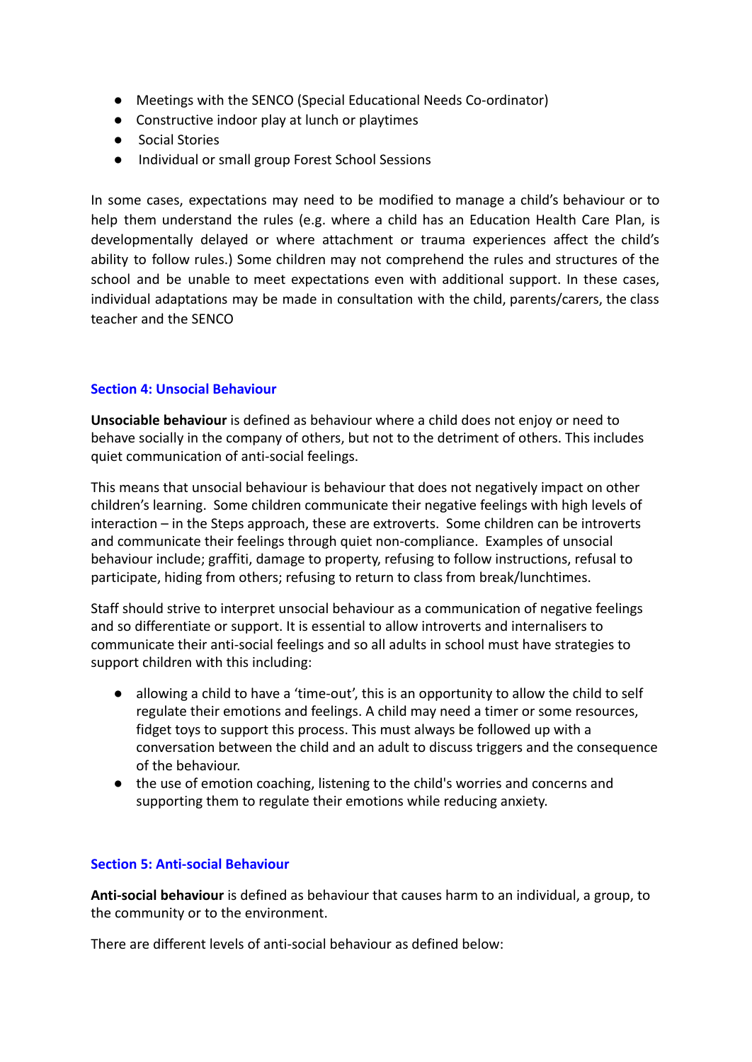- Meetings with the SENCO (Special Educational Needs Co-ordinator)
- Constructive indoor play at lunch or playtimes
- Social Stories
- Individual or small group Forest School Sessions

In some cases, expectations may need to be modified to manage a child's behaviour or to help them understand the rules (e.g. where a child has an Education Health Care Plan, is developmentally delayed or where attachment or trauma experiences affect the child's ability to follow rules.) Some children may not comprehend the rules and structures of the school and be unable to meet expectations even with additional support. In these cases, individual adaptations may be made in consultation with the child, parents/carers, the class teacher and the SENCO

## Section 4: Unsocial Behaviour

**Unsociable behaviour** is defined as behaviour where a child does not enjoy or need to behave socially in the company of others, but not to the detriment of others. This includes quiet communication of anti-social feelings.

This means that unsocial behaviour is behaviour that does not negatively impact on other children's learning. Some children communicate their negative feelings with high levels of interaction – in the Steps approach, these are extroverts. Some children can be introverts and communicate their feelings through quiet non-compliance. Examples of unsocial behaviour include; graffiti, damage to property, refusing to follow instructions, refusal to participate, hiding from others; refusing to return to class from break/lunchtimes.

Staff should strive to interpret unsocial behaviour as a communication of negative feelings and so differentiate or support. It is essential to allow introverts and internalisers to communicate their anti-social feelings and so all adults in school must have strategies to support children with this including:

- allowing a child to have a 'time-out', this is an opportunity to allow the child to self regulate their emotions and feelings. A child may need a timer or some resources, fidget toys to support this process. This must always be followed up with a conversation between the child and an adult to discuss triggers and the consequence of the behaviour.
- the use of emotion coaching, listening to the child's worries and concerns and supporting them to regulate their emotions while reducing anxiety.

## Section 5: Anti-social Behaviour

**Anti-social behaviour** is defined as behaviour that causes harm to an individual, a group, to the community or to the environment.

There are different levels of anti-social behaviour as defined below: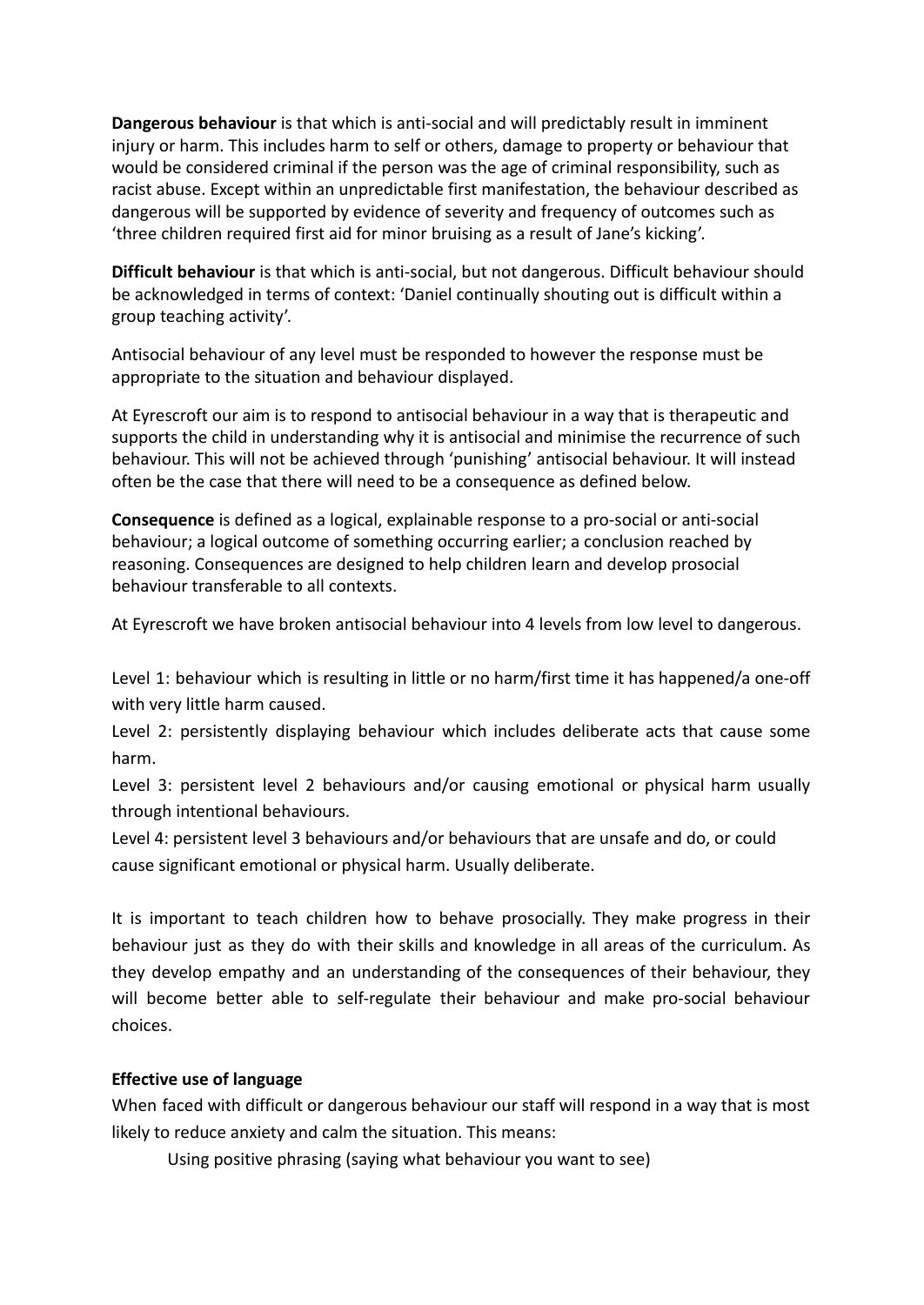**Dangerous behaviour** is that which is anti-social and will predictably result in imminent injury or harm. This includes harm to self or others, damage to property or behaviour that would be considered criminal if the person was the age of criminal responsibility, such as racist abuse. Except within an unpredictable first manifestation, the behaviour described as dangerous will be supported by evidence of severity and frequency of outcomes such as 'three children required first aid for minor bruising as a result of Jane's kicking'.

**Difficult behaviour** is that which is anti-social, but not dangerous. Difficult behaviour should be acknowledged in terms of context: 'Daniel continually shouting out is difficult within a group teaching activity'.

Antisocial behaviour of any level must be responded to however the response must be appropriate to the situation and behaviour displayed.

At Eyrescroft our aim is to respond to antisocial behaviour in a way that is therapeutic and supports the child in understanding why it is antisocial and minimise the recurrence of such behaviour. This will not be achieved through 'punishing' antisocial behaviour. It will instead often be the case that there will need to be a consequence as defined below.

**Consequence** is defined as a logical, explainable response to a pro-social or anti-social behaviour; a logical outcome of something occurring earlier; a conclusion reached by reasoning. Consequences are designed to help children learn and develop prosocial behaviour transferable to all contexts.

At Eyrescroft we have broken antisocial behaviour into 4 levels from low level to dangerous.

Level 1: behaviour which is resulting in little or no harm/first time it has happened/a one-off with very little harm caused.
Level 2: persistently displaying behaviour which includes deliberate acts that cause some harm.
Level 3: persistent level 2 behaviours and/or causing emotional or physical harm usually through intentional behaviours.
Level 4: persistent level 3 behaviours and/or behaviours that are unsafe and do, or could cause significant emotional or physical harm. Usually deliberate.

It is important to teach children how to behave prosocially. They make progress in their behaviour just as they do with their skills and knowledge in all areas of the curriculum. As they develop empathy and an understanding of the consequences of their behaviour, they will become better able to self-regulate their behaviour and make pro-social behaviour choices.

**Effective use of language**

When faced with difficult or dangerous behaviour our staff will respond in a way that is most likely to reduce anxiety and calm the situation. This means:

- Using positive phrasing (saying what behaviour you want to see)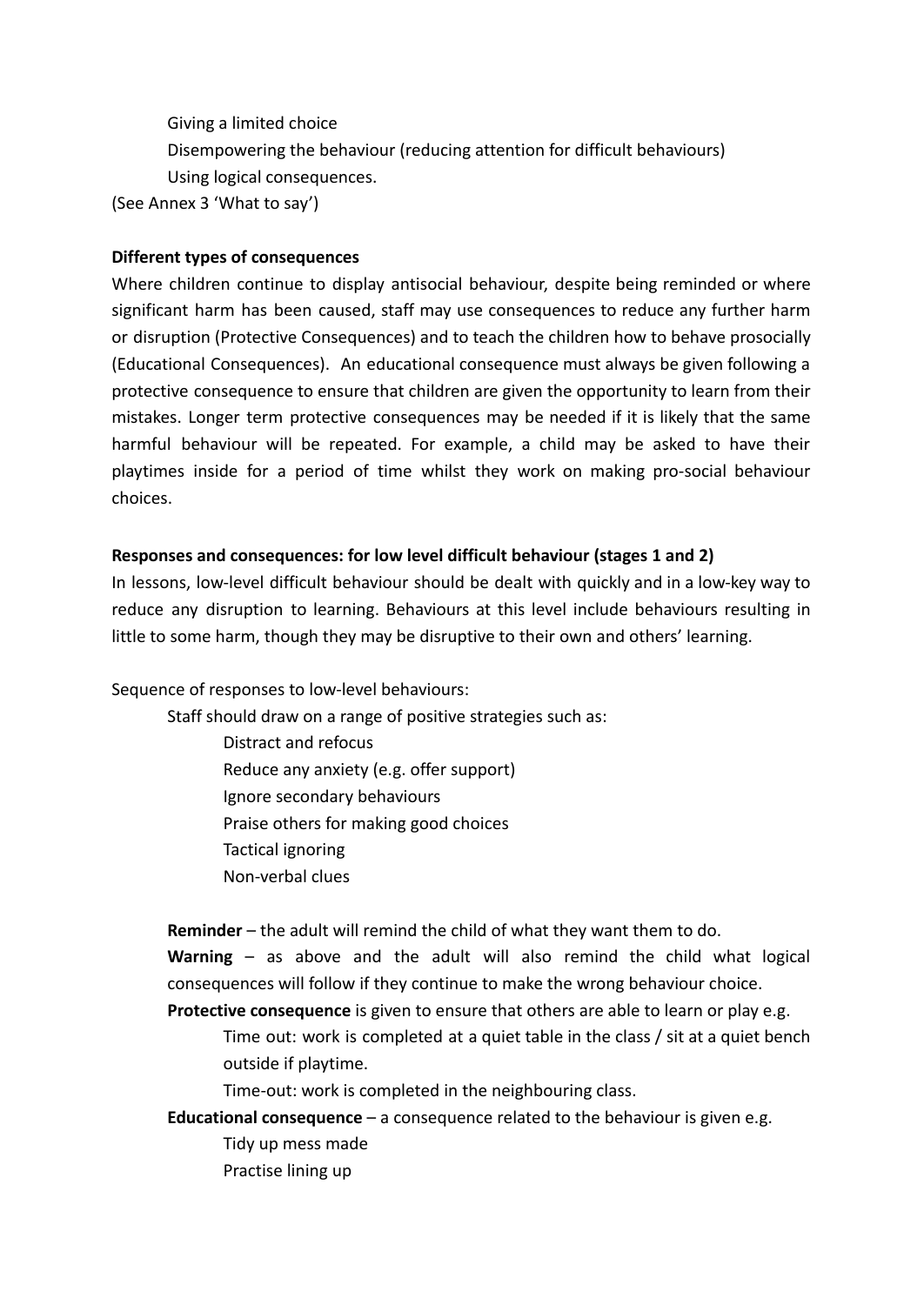Giving a limited choice

Disempowering the behaviour (reducing attention for difficult behaviours)

Using logical consequences.

(See Annex 3 'What to say')

**Different types of consequences**

Where children continue to display antisocial behaviour, despite being reminded or where significant harm has been caused, staff may use consequences to reduce any further harm or disruption (Protective Consequences) and to teach the children how to behave prosocially (Educational Consequences). An educational consequence must always be given following a protective consequence to ensure that children are given the opportunity to learn from their mistakes. Longer term protective consequences may be needed if it is likely that the same harmful behaviour will be repeated. For example, a child may be asked to have their playtimes inside for a period of time whilst they work on making pro-social behaviour choices.

**Responses and consequences: for low level difficult behaviour (stages 1 and 2)**

In lessons, low-level difficult behaviour should be dealt with quickly and in a low-key way to reduce any disruption to learning. Behaviours at this level include behaviours resulting in little to some harm, though they may be disruptive to their own and others' learning.

Sequence of responses to low-level behaviours:

Staff should draw on a range of positive strategies such as:

- Distract and refocus
- Reduce any anxiety (e.g. offer support)
- Ignore secondary behaviours
- Praise others for making good choices
- Tactical ignoring
- Non-verbal clues

**Reminder** – the adult will remind the child of what they want them to do.

**Warning** – as above and the adult will also remind the child what logical consequences will follow if they continue to make the wrong behaviour choice.

**Protective consequence** is given to ensure that others are able to learn or play e.g.

- Time out: work is completed at a quiet table in the class / sit at a quiet bench outside if playtime.
- Time-out: work is completed in the neighbouring class.

**Educational consequence** – a consequence related to the behaviour is given e.g.

- Tidy up mess made
- Practise lining up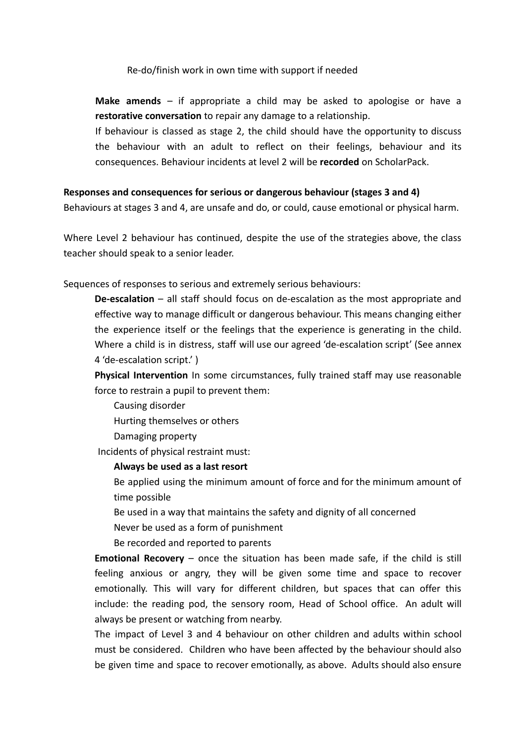- Re-do/finish work in own time with support if needed

**Make amends** – if appropriate a child may be asked to apologise or have a **restorative conversation** to repair any damage to a relationship.

If behaviour is classed as stage 2, the child should have the opportunity to discuss the behaviour with an adult to reflect on their feelings, behaviour and its consequences. Behaviour incidents at level 2 will be **recorded** on ScholarPack.

**Responses and consequences for serious or dangerous behaviour (stages 3 and 4)**

Behaviours at stages 3 and 4, are unsafe and do, or could, cause emotional or physical harm.

Where Level 2 behaviour has continued, despite the use of the strategies above, the class teacher should speak to a senior leader.

Sequences of responses to serious and extremely serious behaviours:

**De-escalation** – all staff should focus on de-escalation as the most appropriate and effective way to manage difficult or dangerous behaviour. This means changing either the experience itself or the feelings that the experience is generating in the child. Where a child is in distress, staff will use our agreed 'de-escalation script' (See annex 4 'de-escalation script.' )

**Physical Intervention** In some circumstances, fully trained staff may use reasonable force to restrain a pupil to prevent them:

- Causing disorder
- Hurting themselves or others
- Damaging property

Incidents of physical restraint must:

- **Always be used as a last resort**
- Be applied using the minimum amount of force and for the minimum amount of time possible
- Be used in a way that maintains the safety and dignity of all concerned
- Never be used as a form of punishment
- Be recorded and reported to parents

**Emotional Recovery** – once the situation has been made safe, if the child is still feeling anxious or angry, they will be given some time and space to recover emotionally. This will vary for different children, but spaces that can offer this include: the reading pod, the sensory room, Head of School office. An adult will always be present or watching from nearby.

The impact of Level 3 and 4 behaviour on other children and adults within school must be considered. Children who have been affected by the behaviour should also be given time and space to recover emotionally, as above. Adults should also ensure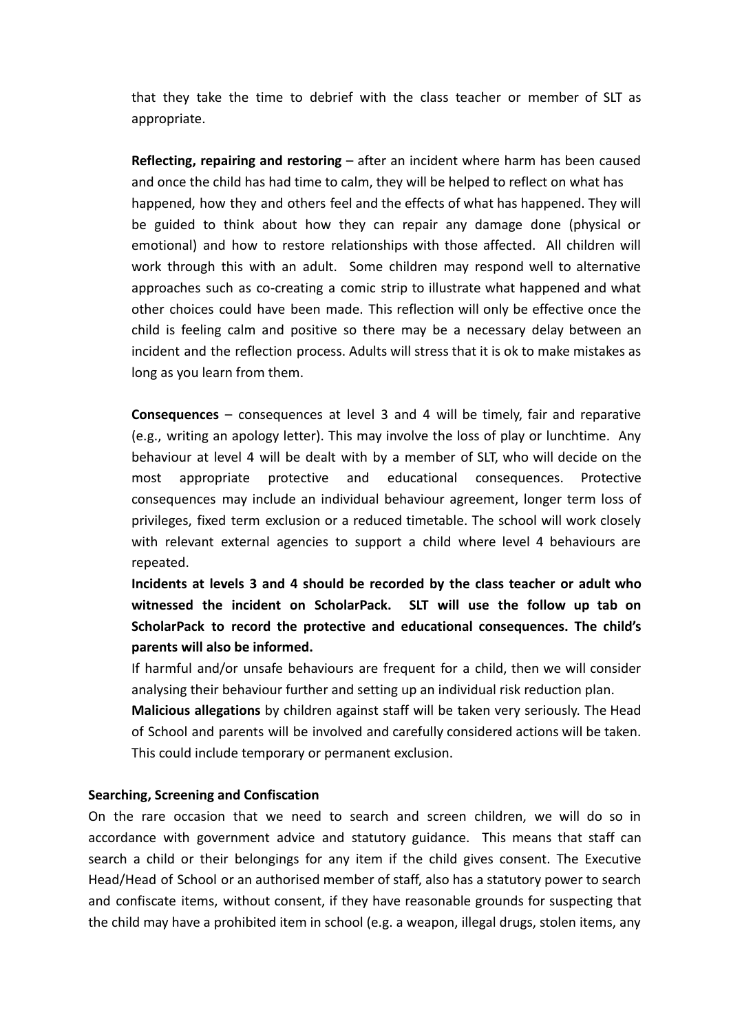that they take the time to debrief with the class teacher or member of SLT as appropriate.

**Reflecting, repairing and restoring** – after an incident where harm has been caused and once the child has had time to calm, they will be helped to reflect on what has happened, how they and others feel and the effects of what has happened. They will be guided to think about how they can repair any damage done (physical or emotional) and how to restore relationships with those affected. All children will work through this with an adult. Some children may respond well to alternative approaches such as co-creating a comic strip to illustrate what happened and what other choices could have been made. This reflection will only be effective once the child is feeling calm and positive so there may be a necessary delay between an incident and the reflection process. Adults will stress that it is ok to make mistakes as long as you learn from them.

**Consequences** – consequences at level 3 and 4 will be timely, fair and reparative (e.g., writing an apology letter). This may involve the loss of play or lunchtime. Any behaviour at level 4 will be dealt with by a member of SLT, who will decide on the most appropriate protective and educational consequences. Protective consequences may include an individual behaviour agreement, longer term loss of privileges, fixed term exclusion or a reduced timetable. The school will work closely with relevant external agencies to support a child where level 4 behaviours are repeated.

**Incidents at levels 3 and 4 should be recorded by the class teacher or adult who witnessed the incident on ScholarPack. SLT will use the follow up tab on ScholarPack to record the protective and educational consequences. The child's parents will also be informed.**

If harmful and/or unsafe behaviours are frequent for a child, then we will consider analysing their behaviour further and setting up an individual risk reduction plan.

**Malicious allegations** by children against staff will be taken very seriously. The Head of School and parents will be involved and carefully considered actions will be taken. This could include temporary or permanent exclusion.

**Searching, Screening and Confiscation**

On the rare occasion that we need to search and screen children, we will do so in accordance with government advice and statutory guidance. This means that staff can search a child or their belongings for any item if the child gives consent. The Executive Head/Head of School or an authorised member of staff, also has a statutory power to search and confiscate items, without consent, if they have reasonable grounds for suspecting that the child may have a prohibited item in school (e.g. a weapon, illegal drugs, stolen items, any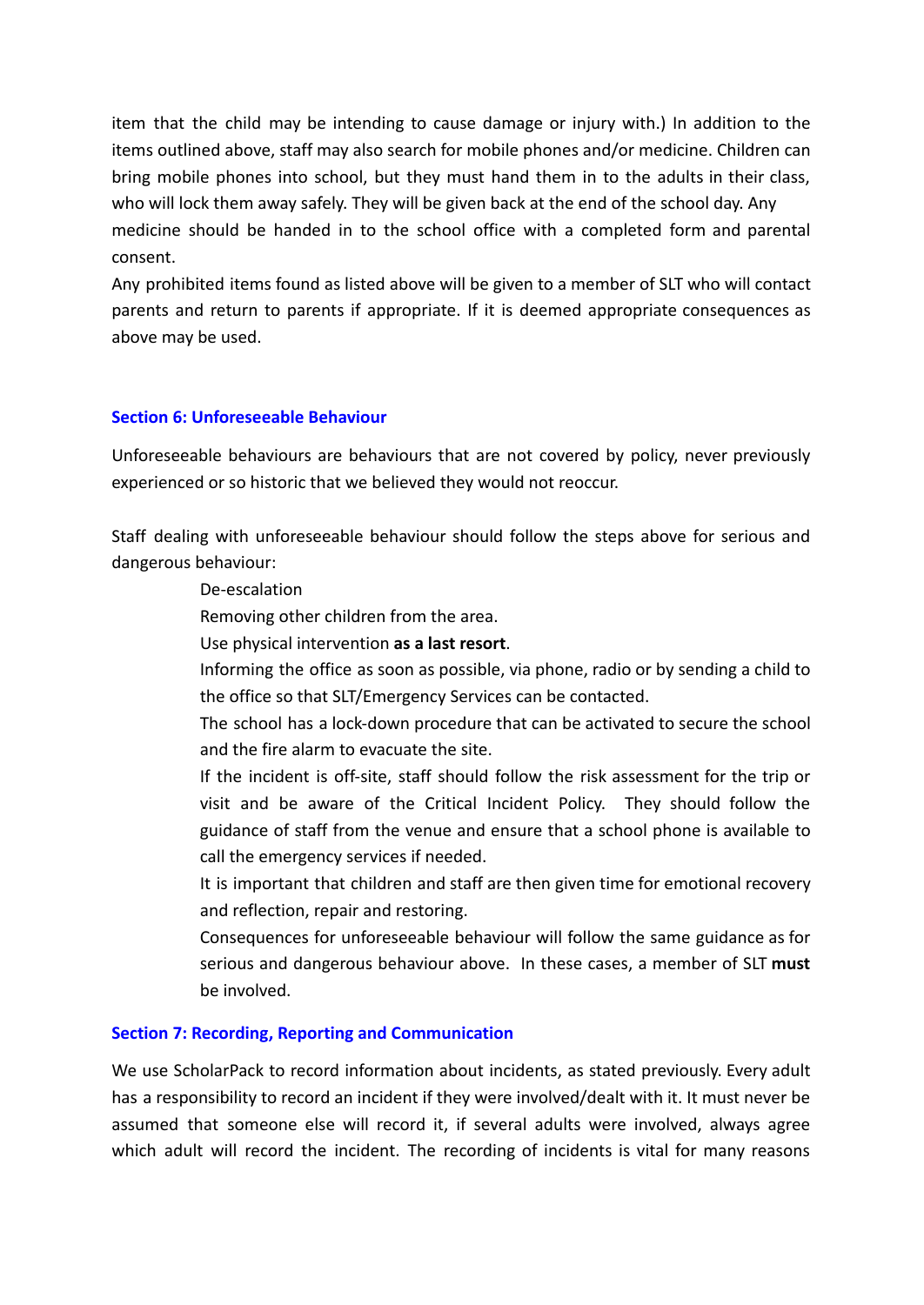item that the child may be intending to cause damage or injury with.) In addition to the items outlined above, staff may also search for mobile phones and/or medicine. Children can bring mobile phones into school, but they must hand them in to the adults in their class, who will lock them away safely. They will be given back at the end of the school day. Any medicine should be handed in to the school office with a completed form and parental consent.

Any prohibited items found as listed above will be given to a member of SLT who will contact parents and return to parents if appropriate. If it is deemed appropriate consequences as above may be used.

## Section 6: Unforeseeable Behaviour

Unforeseeable behaviours are behaviours that are not covered by policy, never previously experienced or so historic that we believed they would not reoccur.

Staff dealing with unforeseeable behaviour should follow the steps above for serious and dangerous behaviour:

- De-escalation
- Removing other children from the area.
- Use physical intervention **as a last resort**.
- Informing the office as soon as possible, via phone, radio or by sending a child to the office so that SLT/Emergency Services can be contacted.
- The school has a lock-down procedure that can be activated to secure the school and the fire alarm to evacuate the site.
- If the incident is off-site, staff should follow the risk assessment for the trip or visit and be aware of the Critical Incident Policy. They should follow the guidance of staff from the venue and ensure that a school phone is available to call the emergency services if needed.
- It is important that children and staff are then given time for emotional recovery and reflection, repair and restoring.
- Consequences for unforeseeable behaviour will follow the same guidance as for serious and dangerous behaviour above. In these cases, a member of SLT **must** be involved.

## Section 7: Recording, Reporting and Communication

We use ScholarPack to record information about incidents, as stated previously. Every adult has a responsibility to record an incident if they were involved/dealt with it. It must never be assumed that someone else will record it, if several adults were involved, always agree which adult will record the incident. The recording of incidents is vital for many reasons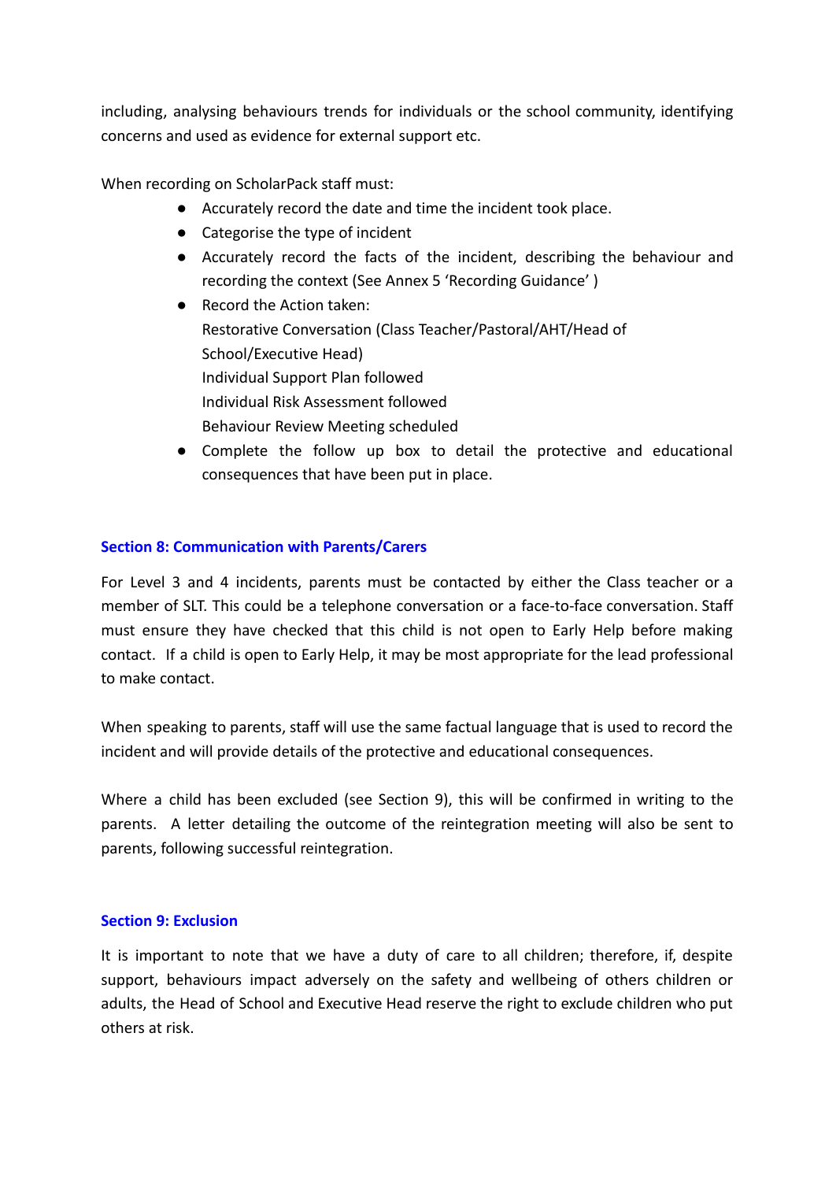including, analysing behaviours trends for individuals or the school community, identifying concerns and used as evidence for external support etc.

When recording on ScholarPack staff must:

- Accurately record the date and time the incident took place.
- Categorise the type of incident
- Accurately record the facts of the incident, describing the behaviour and recording the context (See Annex 5 'Recording Guidance' )
- Record the Action taken:
  Restorative Conversation (Class Teacher/Pastoral/AHT/Head of School/Executive Head)
  Individual Support Plan followed
  Individual Risk Assessment followed
  Behaviour Review Meeting scheduled
- Complete the follow up box to detail the protective and educational consequences that have been put in place.

## Section 8: Communication with Parents/Carers

For Level 3 and 4 incidents, parents must be contacted by either the Class teacher or a member of SLT. This could be a telephone conversation or a face-to-face conversation. Staff must ensure they have checked that this child is not open to Early Help before making contact. If a child is open to Early Help, it may be most appropriate for the lead professional to make contact.

When speaking to parents, staff will use the same factual language that is used to record the incident and will provide details of the protective and educational consequences.

Where a child has been excluded (see Section 9), this will be confirmed in writing to the parents. A letter detailing the outcome of the reintegration meeting will also be sent to parents, following successful reintegration.

## Section 9: Exclusion

It is important to note that we have a duty of care to all children; therefore, if, despite support, behaviours impact adversely on the safety and wellbeing of others children or adults, the Head of School and Executive Head reserve the right to exclude children who put others at risk.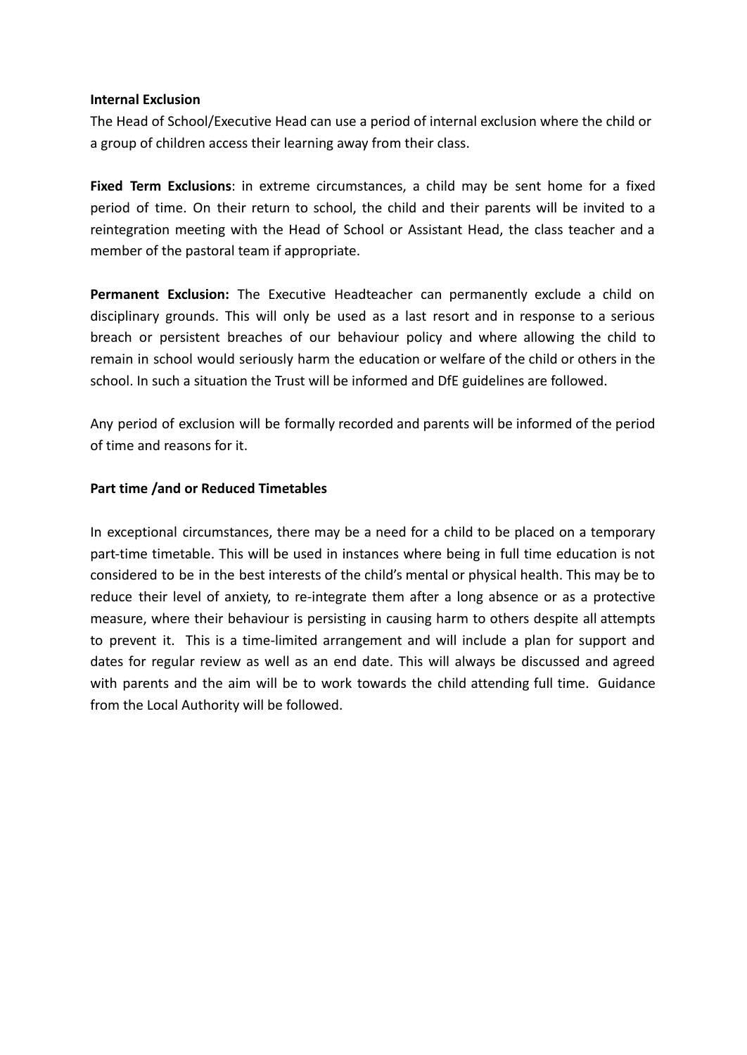**Internal Exclusion**

The Head of School/Executive Head can use a period of internal exclusion where the child or a group of children access their learning away from their class.

**Fixed Term Exclusions**: in extreme circumstances, a child may be sent home for a fixed period of time. On their return to school, the child and their parents will be invited to a reintegration meeting with the Head of School or Assistant Head, the class teacher and a member of the pastoral team if appropriate.

**Permanent Exclusion:** The Executive Headteacher can permanently exclude a child on disciplinary grounds. This will only be used as a last resort and in response to a serious breach or persistent breaches of our behaviour policy and where allowing the child to remain in school would seriously harm the education or welfare of the child or others in the school. In such a situation the Trust will be informed and DfE guidelines are followed.

Any period of exclusion will be formally recorded and parents will be informed of the period of time and reasons for it.

**Part time /and or Reduced Timetables**

In exceptional circumstances, there may be a need for a child to be placed on a temporary part-time timetable. This will be used in instances where being in full time education is not considered to be in the best interests of the child's mental or physical health. This may be to reduce their level of anxiety, to re-integrate them after a long absence or as a protective measure, where their behaviour is persisting in causing harm to others despite all attempts to prevent it. This is a time-limited arrangement and will include a plan for support and dates for regular review as well as an end date. This will always be discussed and agreed with parents and the aim will be to work towards the child attending full time. Guidance from the Local Authority will be followed.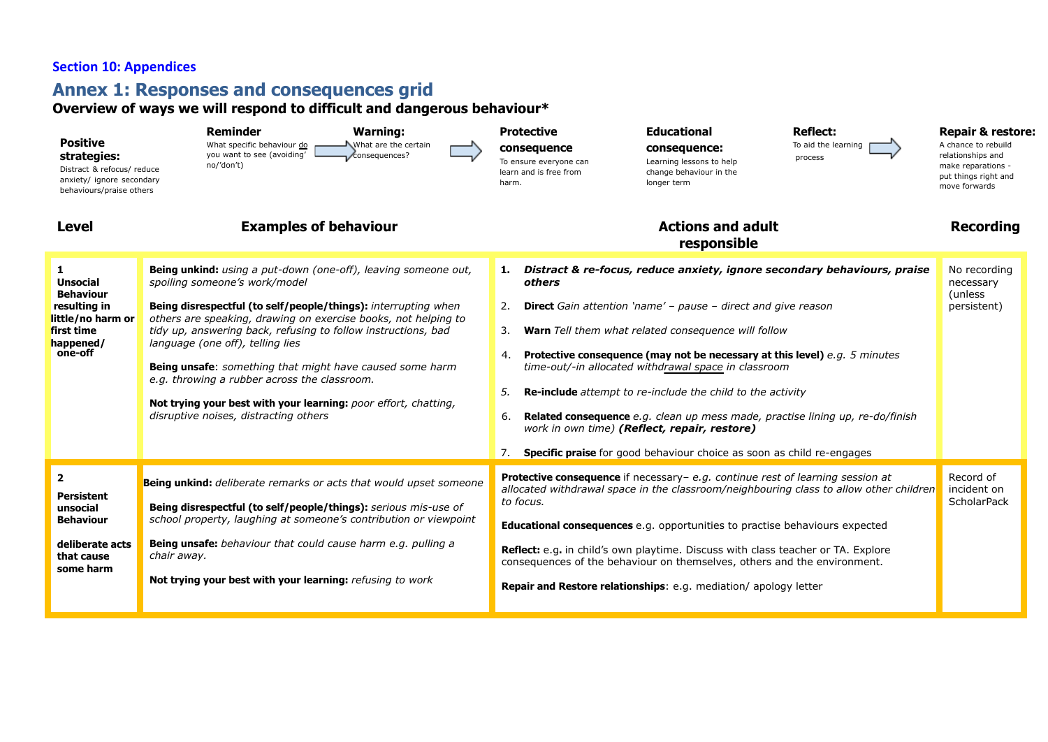## Section 10: Appendices

# Annex 1: Responses and consequences grid

### Overview of ways we will respond to difficult and dangerous behaviour*

**Positive strategies:** Distract & refocus/ reduce anxiety/ ignore secondary behaviours/praise others

**Reminder** What specific behaviour do you want to see (avoiding' no/'don't) →

**Warning:** What are the certain consequences? →

**Protective consequence** To ensure everyone can learn and is free from harm.

**Educational consequence:** Learning lessons to help change behaviour in the longer term

**Reflect:** To aid the learning process →

**Repair & restore:** A chance to rebuild relationships and make reparations - put things right and move forwards

| Level | Examples of behaviour | Actions and adult responsible | Recording |
|---|---|---|---|
| **1 Unsocial Behaviour resulting in little/no harm or first time happened/ one-off** | **Being unkind:** *using a put-down (one-off), leaving someone out, spoiling someone's work/model*<br><br>**Being disrespectful (to self/people/things):** *interrupting when others are speaking, drawing on exercise books, not helping to tidy up, answering back, refusing to follow instructions, bad language (one off), telling lies*<br><br>**Being unsafe**: *something that might have caused some harm e.g. throwing a rubber across the classroom.*<br><br>**Not trying your best with your learning:** *poor effort, chatting, disruptive noises, distracting others* | 1. ***Distract & re-focus, reduce anxiety, ignore secondary behaviours, praise others***<br><br>2. **Direct** *Gain attention 'name' – pause – direct and give reason*<br><br>3. **Warn** *Tell them what related consequence will follow*<br><br>4. **Protective consequence (may not be necessary at this level)** *e.g. 5 minutes time-out/-in allocated withdrawal space in classroom*<br><br>5. **Re-include** *attempt to re-include the child to the activity*<br><br>6. **Related consequence** *e.g. clean up mess made, practise lining up, re-do/finish work in own time)* ***(Reflect, repair, restore)***<br><br>7. **Specific praise** for good behaviour choice as soon as child re-engages | No recording necessary (unless persistent) |
| **2 Persistent unsocial Behaviour**<br><br>**deliberate acts that cause some harm** | **Being unkind:** *deliberate remarks or acts that would upset someone*<br><br>**Being disrespectful (to self/people/things):** *serious mis-use of school property, laughing at someone's contribution or viewpoint*<br><br>**Being unsafe:** *behaviour that could cause harm e.g. pulling a chair away.*<br><br>**Not trying your best with your learning:** *refusing to work* | **Protective consequence** if necessary– *e.g. continue rest of learning session at allocated withdrawal space in the classroom/neighbouring class to allow other children to focus.*<br><br>**Educational consequences** e.g. opportunities to practise behaviours expected<br><br>**Reflect:** e.g. in child's own playtime. Discuss with class teacher or TA. Explore consequences of the behaviour on themselves, others and the environment.<br><br>**Repair and Restore relationships**: e.g. mediation/ apology letter | Record of incident on ScholarPack |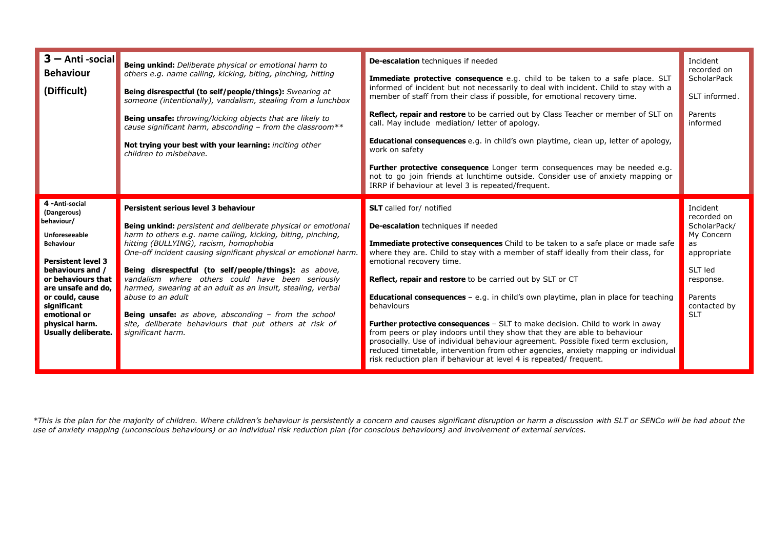| | | | |
|---|---|---|---|
| **3 – Anti -social Behaviour (Difficult)** | **Being unkind:** *Deliberate physical or emotional harm to others e.g. name calling, kicking, biting, pinching, hitting*<br><br>**Being disrespectful (to self/people/things):** *Swearing at someone (intentionally), vandalism, stealing from a lunchbox*<br><br>**Being unsafe:** *throwing/kicking objects that are likely to cause significant harm, absconding – from the classroom***<br><br>**Not trying your best with your learning:** *inciting other children to misbehave.* | **De-escalation** techniques if needed<br><br>**Immediate protective consequence** e.g. child to be taken to a safe place. SLT informed of incident but not necessarily to deal with incident. Child to stay with a member of staff from their class if possible, for emotional recovery time.<br><br>**Reflect, repair and restore** to be carried out by Class Teacher or member of SLT on call. May include mediation/ letter of apology.<br><br>**Educational consequences** e.g. in child's own playtime, clean up, letter of apology, work on safety<br><br>**Further protective consequence** Longer term consequences may be needed e.g. not to go join friends at lunchtime outside. Consider use of anxiety mapping or IRRP if behaviour at level 3 is repeated/frequent. | Incident recorded on ScholarPack<br><br>SLT informed.<br><br>Parents informed |
| **4 -Anti-social (Dangerous) behaviour/**<br><br>**Unforeseeable Behaviour**<br><br>**Persistent level 3 behaviours and / or behaviours that are unsafe and do, or could, cause significant emotional or physical harm. Usually deliberate.** | **Persistent serious level 3 behaviour**<br><br>**Being unkind:** *persistent and deliberate physical or emotional harm to others e.g. name calling, kicking, biting, pinching, hitting (BULLYING), racism, homophobia*<br>*One-off incident causing significant physical or emotional harm.*<br><br>**Being disrespectful (to self/people/things):** *as above, vandalism where others could have been seriously harmed, swearing at an adult as an insult, stealing, verbal abuse to an adult*<br><br>**Being unsafe:** *as above, absconding – from the school site, deliberate behaviours that put others at risk of significant harm.* | **SLT** called for/ notified<br><br>**De-escalation** techniques if needed<br><br>**Immediate protective consequences** Child to be taken to a safe place or made safe where they are. Child to stay with a member of staff ideally from their class, for emotional recovery time.<br><br>**Reflect, repair and restore** to be carried out by SLT or CT<br><br>**Educational consequences** – e.g. in child's own playtime, plan in place for teaching behaviours<br><br>**Further protective consequences** – SLT to make decision. Child to work in away from peers or play indoors until they show that they are able to behaviour prosocially. Use of individual behaviour agreement. Possible fixed term exclusion, reduced timetable, intervention from other agencies, anxiety mapping or individual risk reduction plan if behaviour at level 4 is repeated/ frequent. | Incident recorded on ScholarPack/ My Concern as appropriate<br><br>SLT led response.<br><br>Parents contacted by SLT |

*\*This is the plan for the majority of children. Where children's behaviour is persistently a concern and causes significant disruption or harm a discussion with SLT or SENCo will be had about the use of anxiety mapping (unconscious behaviours) or an individual risk reduction plan (for conscious behaviours) and involvement of external services.*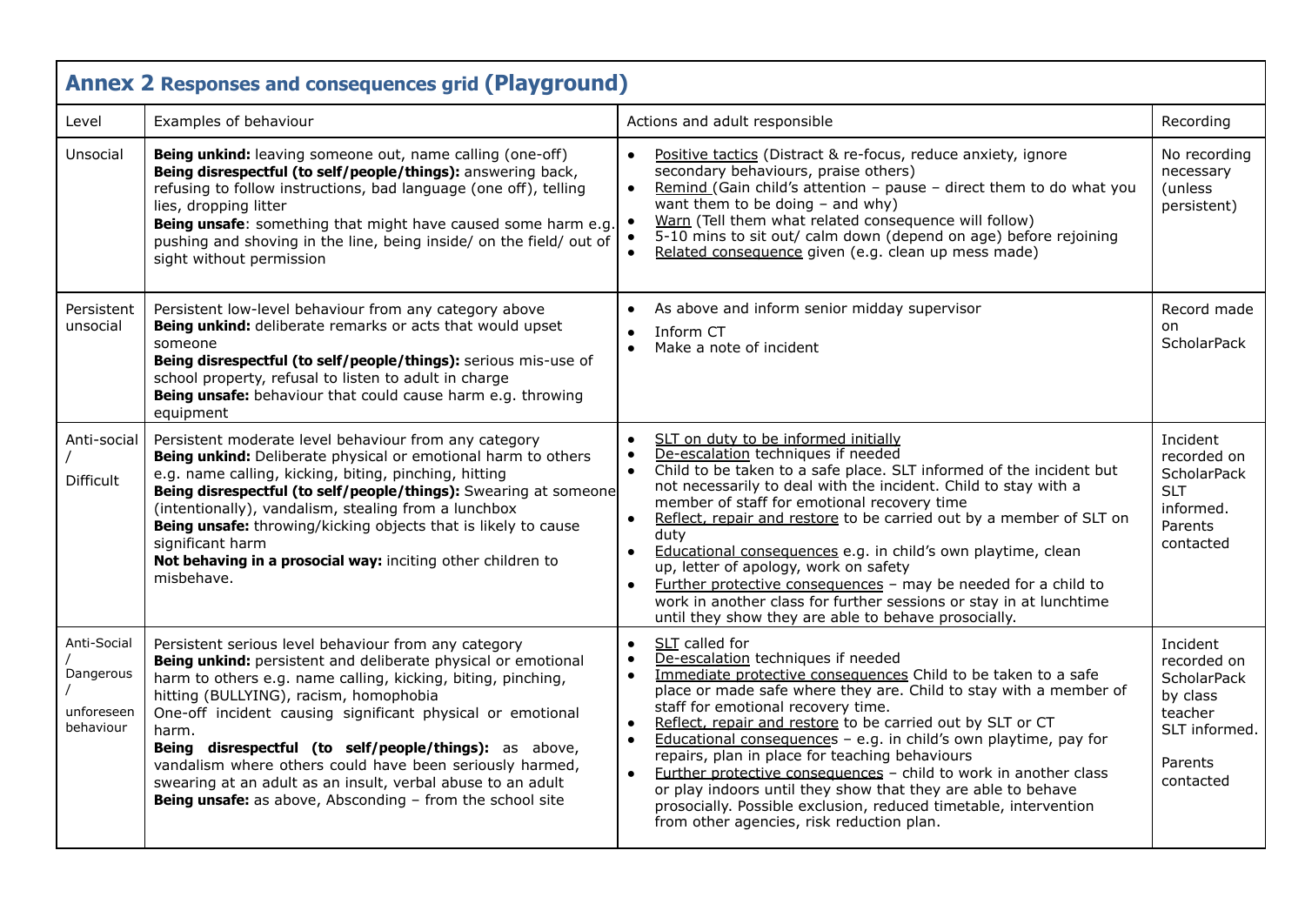## Annex 2 Responses and consequences grid (Playground)

| Level | Examples of behaviour | Actions and adult responsible | Recording |
|---|---|---|---|
| Unsocial | **Being unkind:** leaving someone out, name calling (one-off)<br>**Being disrespectful (to self/people/things):** answering back, refusing to follow instructions, bad language (one off), telling lies, dropping litter<br>**Being unsafe**: something that might have caused some harm e.g. pushing and shoving in the line, being inside/ on the field/ out of sight without permission | • Positive tactics (Distract & re-focus, reduce anxiety, ignore secondary behaviours, praise others)<br>• Remind (Gain child's attention – pause – direct them to do what you want them to be doing – and why)<br>• Warn (Tell them what related consequence will follow)<br>• 5-10 mins to sit out/ calm down (depend on age) before rejoining<br>• Related consequence given (e.g. clean up mess made) | No recording necessary (unless persistent) |
| Persistent unsocial | Persistent low-level behaviour from any category above<br>**Being unkind:** deliberate remarks or acts that would upset someone<br>**Being disrespectful (to self/people/things):** serious mis-use of school property, refusal to listen to adult in charge<br>**Being unsafe:** behaviour that could cause harm e.g. throwing equipment | • As above and inform senior midday supervisor<br>• Inform CT<br>• Make a note of incident | Record made on ScholarPack |
| Anti-social / Difficult | Persistent moderate level behaviour from any category<br>**Being unkind:** Deliberate physical or emotional harm to others e.g. name calling, kicking, biting, pinching, hitting<br>**Being disrespectful (to self/people/things):** Swearing at someone (intentionally), vandalism, stealing from a lunchbox<br>**Being unsafe:** throwing/kicking objects that is likely to cause significant harm<br>**Not behaving in a prosocial way:** inciting other children to misbehave. | • SLT on duty to be informed initially<br>• De-escalation techniques if needed<br>• Child to be taken to a safe place. SLT informed of the incident but not necessarily to deal with the incident. Child to stay with a member of staff for emotional recovery time<br>• Reflect, repair and restore to be carried out by a member of SLT on duty<br>• Educational consequences e.g. in child's own playtime, clean up, letter of apology, work on safety<br>• Further protective consequences – may be needed for a child to work in another class for further sessions or stay in at lunchtime until they show they are able to behave prosocially. | Incident recorded on ScholarPack SLT informed. Parents contacted |
| Anti-Social / Dangerous / unforeseen behaviour | Persistent serious level behaviour from any category<br>**Being unkind:** persistent and deliberate physical or emotional harm to others e.g. name calling, kicking, biting, pinching, hitting (BULLYING), racism, homophobia<br>One-off incident causing significant physical or emotional harm.<br>**Being disrespectful (to self/people/things):** as above, vandalism where others could have been seriously harmed, swearing at an adult as an insult, verbal abuse to an adult<br>**Being unsafe:** as above, Absconding – from the school site | • SLT called for<br>• De-escalation techniques if needed<br>• Immediate protective consequences Child to be taken to a safe place or made safe where they are. Child to stay with a member of staff for emotional recovery time.<br>• Reflect, repair and restore to be carried out by SLT or CT<br>• Educational consequences – e.g. in child's own playtime, pay for repairs, plan in place for teaching behaviours<br>• Further protective consequences – child to work in another class or play indoors until they show that they are able to behave prosocially. Possible exclusion, reduced timetable, intervention from other agencies, risk reduction plan. | Incident recorded on ScholarPack by class teacher SLT informed. Parents contacted |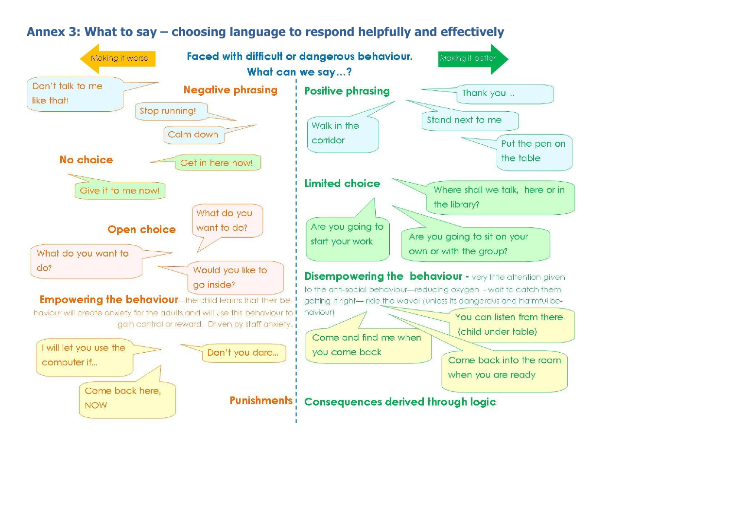## Annex 3: What to say – choosing language to respond helpfully and effectively

**Faced with difficult or dangerous behaviour. What can we say…?**

← Making it worse | Making it better →

| Making it worse | Making it better |
|---|---|
| **Negative phrasing** | **Positive phrasing** |
| Don't talk to me like that! | Thank you … |
| Stop running! | Walk in the corridor |
| Calm down | Stand next to me |
| | Put the pen on the table |
| **No choice** | **Limited choice** |
| Get in here now! | Where shall we talk, here or in the library? |
| Give it to me now! | Are you going to start your work |
| | Are you going to sit on your own or with the group? |
| **Open choice** | |
| What do you want to do? | |
| What do you want to do? | |
| Would you like to go inside? | |
| **Empowering the behaviour**—the child learns that their behaviour will create anxiety for the adults and will use this behaviour to gain control or reward. Driven by staff anxiety. | **Disempowering the behaviour** - very little attention given to the anti-social behaviour—reducing oxygen - wait to catch them getting it right— ride the wave! (unless its dangerous and harmful behaviour) |
| I will let you use the computer if… | You can listen from there (child under table) |
| Don't you dare… | Come and find me when you come back |
| Come back here, NOW | Come back into the room when you are ready |
| **Punishments** | **Consequences derived through logic** |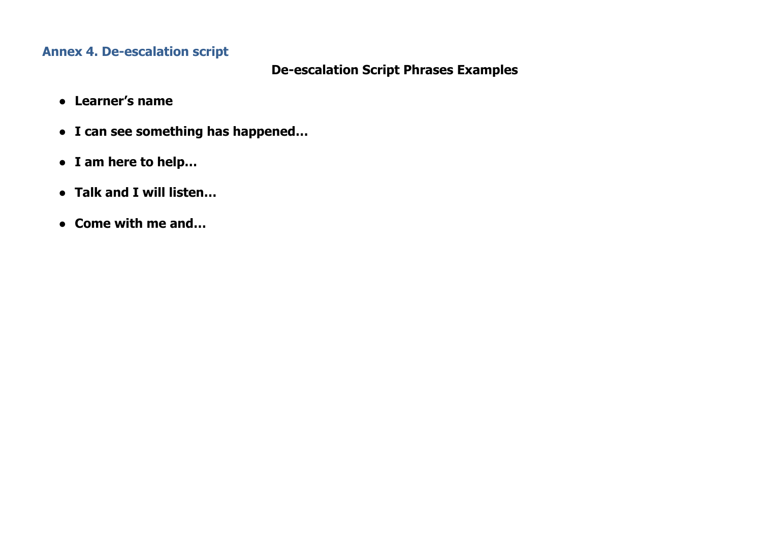## Annex 4. De-escalation script

**De-escalation Script Phrases Examples**

- **Learner's name**
- **I can see something has happened…**
- **I am here to help…**
- **Talk and I will listen…**
- **Come with me and…**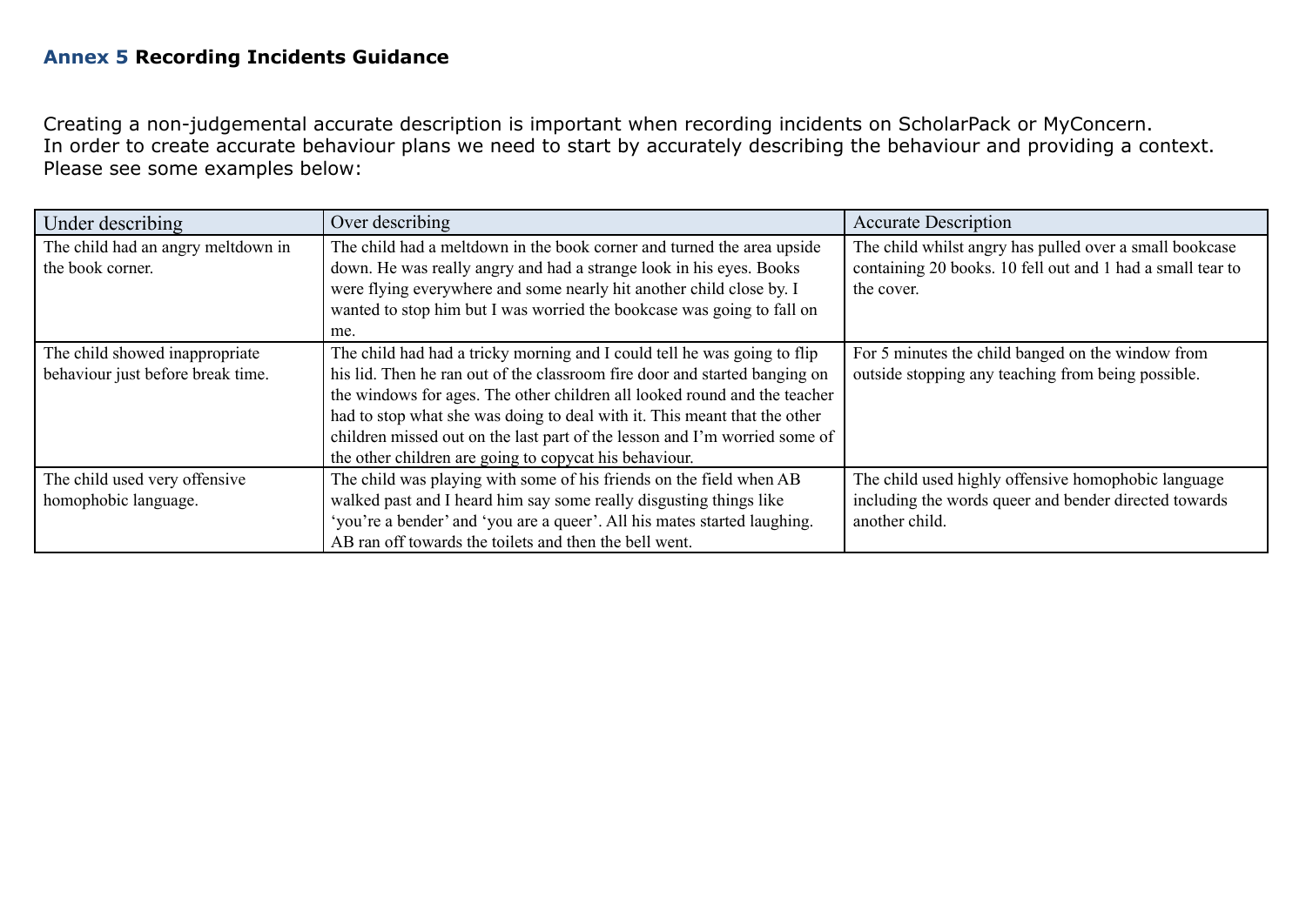## Annex 5 Recording Incidents Guidance

Creating a non-judgemental accurate description is important when recording incidents on ScholarPack or MyConcern.
In order to create accurate behaviour plans we need to start by accurately describing the behaviour and providing a context.
Please see some examples below:

| Under describing | Over describing | Accurate Description |
|---|---|---|
| The child had an angry meltdown in the book corner. | The child had a meltdown in the book corner and turned the area upside down. He was really angry and had a strange look in his eyes. Books were flying everywhere and some nearly hit another child close by. I wanted to stop him but I was worried the bookcase was going to fall on me. | The child whilst angry has pulled over a small bookcase containing 20 books. 10 fell out and 1 had a small tear to the cover. |
| The child showed inappropriate behaviour just before break time. | The child had had a tricky morning and I could tell he was going to flip his lid. Then he ran out of the classroom fire door and started banging on the windows for ages. The other children all looked round and the teacher had to stop what she was doing to deal with it. This meant that the other children missed out on the last part of the lesson and I'm worried some of the other children are going to copycat his behaviour. | For 5 minutes the child banged on the window from outside stopping any teaching from being possible. |
| The child used very offensive homophobic language. | The child was playing with some of his friends on the field when AB walked past and I heard him say some really disgusting things like 'you're a bender' and 'you are a queer'. All his mates started laughing. AB ran off towards the toilets and then the bell went. | The child used highly offensive homophobic language including the words queer and bender directed towards another child. |